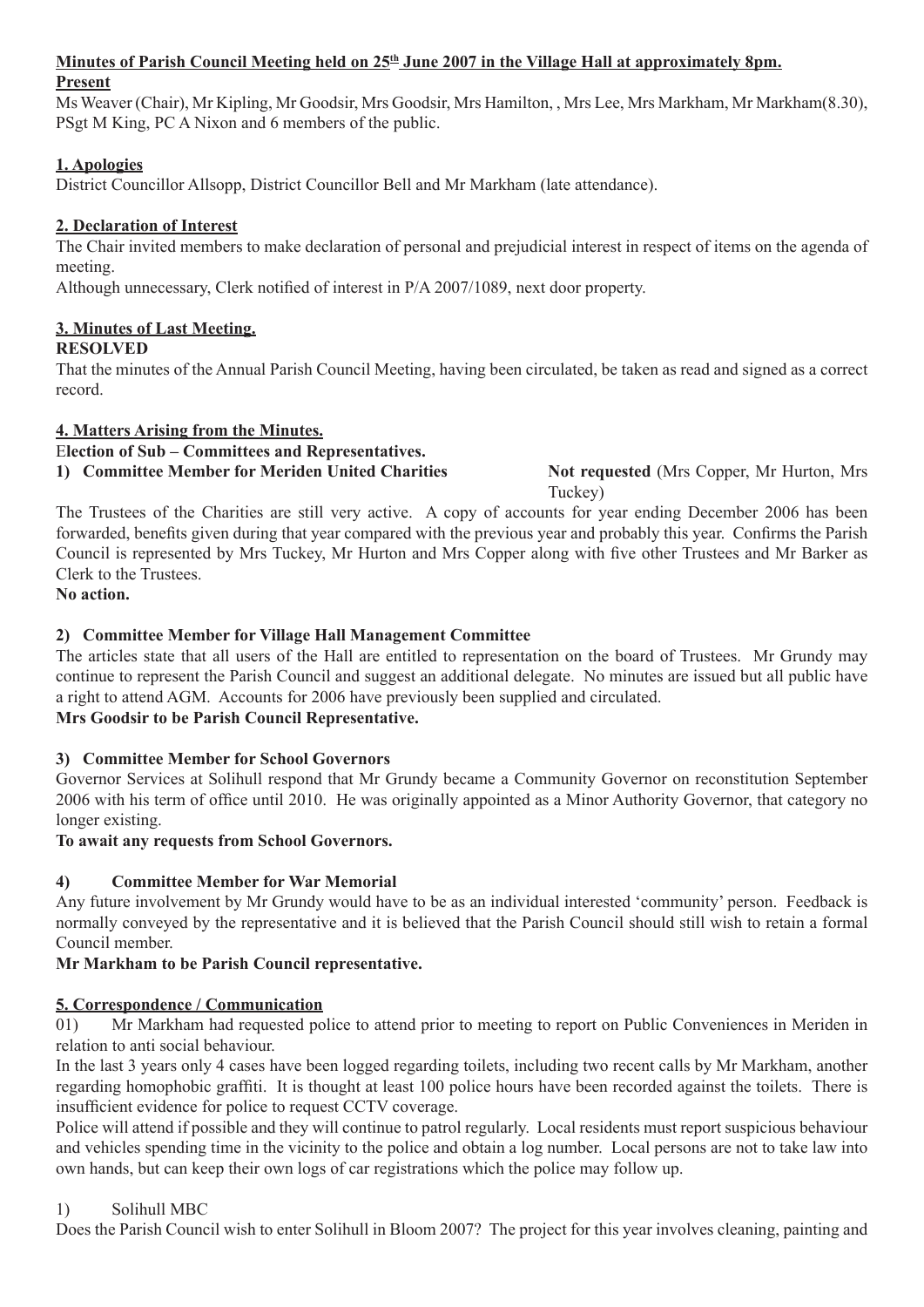**Minutes of Parish Council Meeting held on 25th June 2007 in the Village Hall at approximately 8pm.**

**Present**

Ms Weaver (Chair), Mr Kipling, Mr Goodsir, Mrs Goodsir, Mrs Hamilton, , Mrs Lee, Mrs Markham, Mr Markham(8.30), PSgt M King, PC A Nixon and 6 members of the public.

**1. Apologies**

District Councillor Allsopp, District Councillor Bell and Mr Markham (late attendance).

**2. Declaration of Interest**

The Chair invited members to make declaration of personal and prejudicial interest in respect of items on the agenda of meeting.

Although unnecessary, Clerk notified of interest in P/A 2007/1089, next door property.

**3. Minutes of Last Meeting.**

**RESOLVED**

That the minutes of the Annual Parish Council Meeting, having been circulated, be taken as read and signed as a correct record.

**4. Matters Arising from the Minutes.**

E**lection of Sub – Committees and Representatives.**

**1) Committee Member for Meriden United Charities** **Not requested** (Mrs Copper, Mr Hurton, Mrs Tuckey)

The Trustees of the Charities are still very active. A copy of accounts for year ending December 2006 has been forwarded, benefits given during that year compared with the previous year and probably this year. Confirms the Parish Council is represented by Mrs Tuckey, Mr Hurton and Mrs Copper along with five other Trustees and Mr Barker as Clerk to the Trustees.

**No action.**

**2) Committee Member for Village Hall Management Committee**

The articles state that all users of the Hall are entitled to representation on the board of Trustees. Mr Grundy may continue to represent the Parish Council and suggest an additional delegate. No minutes are issued but all public have a right to attend AGM. Accounts for 2006 have previously been supplied and circulated.

**Mrs Goodsir to be Parish Council Representative.**

**3) Committee Member for School Governors**

Governor Services at Solihull respond that Mr Grundy became a Community Governor on reconstitution September 2006 with his term of office until 2010. He was originally appointed as a Minor Authority Governor, that category no longer existing.

**To await any requests from School Governors.**

**4) Committee Member for War Memorial**

Any future involvement by Mr Grundy would have to be as an individual interested 'community' person. Feedback is normally conveyed by the representative and it is believed that the Parish Council should still wish to retain a formal Council member.

**Mr Markham to be Parish Council representative.**

**5. Correspondence / Communication**

01) Mr Markham had requested police to attend prior to meeting to report on Public Conveniences in Meriden in relation to anti social behaviour.

In the last 3 years only 4 cases have been logged regarding toilets, including two recent calls by Mr Markham, another regarding homophobic graffiti. It is thought at least 100 police hours have been recorded against the toilets. There is insufficient evidence for police to request CCTV coverage.

Police will attend if possible and they will continue to patrol regularly. Local residents must report suspicious behaviour and vehicles spending time in the vicinity to the police and obtain a log number. Local persons are not to take law into own hands, but can keep their own logs of car registrations which the police may follow up.

1) Solihull MBC

Does the Parish Council wish to enter Solihull in Bloom 2007? The project for this year involves cleaning, painting and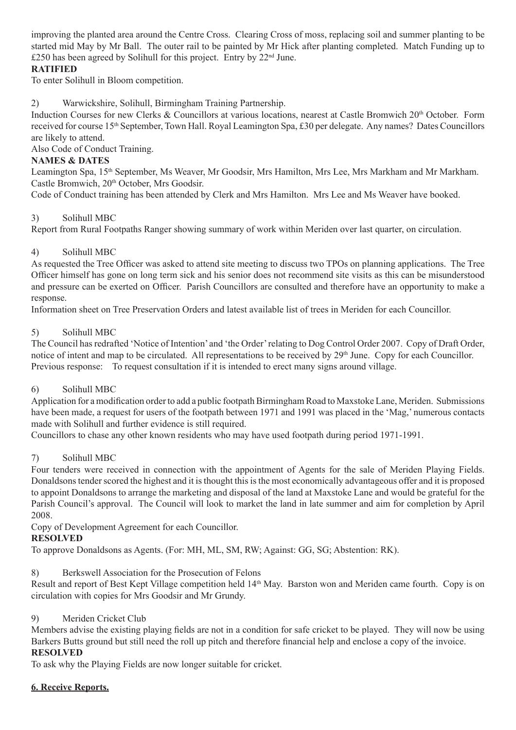improving the planted area around the Centre Cross. Clearing Cross of moss, replacing soil and summer planting to be started mid May by Mr Ball. The outer rail to be painted by Mr Hick after planting completed. Match Funding up to £250 has been agreed by Solihull for this project. Entry by 22nd June.

**RATIFIED**

To enter Solihull in Bloom competition.

2) Warwickshire, Solihull, Birmingham Training Partnership.

Induction Courses for new Clerks & Councillors at various locations, nearest at Castle Bromwich 20th October. Form received for course 15th September, Town Hall. Royal Leamington Spa, £30 per delegate. Any names? Dates Councillors are likely to attend.

Also Code of Conduct Training.

**NAMES & DATES**

Leamington Spa, 15th September, Ms Weaver, Mr Goodsir, Mrs Hamilton, Mrs Lee, Mrs Markham and Mr Markham. Castle Bromwich, 20th October, Mrs Goodsir.

Code of Conduct training has been attended by Clerk and Mrs Hamilton. Mrs Lee and Ms Weaver have booked.

3) Solihull MBC

Report from Rural Footpaths Ranger showing summary of work within Meriden over last quarter, on circulation.

4) Solihull MBC

As requested the Tree Officer was asked to attend site meeting to discuss two TPOs on planning applications. The Tree Officer himself has gone on long term sick and his senior does not recommend site visits as this can be misunderstood and pressure can be exerted on Officer. Parish Councillors are consulted and therefore have an opportunity to make a response.

Information sheet on Tree Preservation Orders and latest available list of trees in Meriden for each Councillor.

5) Solihull MBC

The Council has redrafted 'Notice of Intention' and 'the Order' relating to Dog Control Order 2007. Copy of Draft Order, notice of intent and map to be circulated. All representations to be received by 29th June. Copy for each Councillor.

Previous response: To request consultation if it is intended to erect many signs around village.

6) Solihull MBC

Application for a modification order to add a public footpath Birmingham Road to Maxstoke Lane, Meriden. Submissions have been made, a request for users of the footpath between 1971 and 1991 was placed in the 'Mag,' numerous contacts made with Solihull and further evidence is still required.

Councillors to chase any other known residents who may have used footpath during period 1971-1991.

7) Solihull MBC

Four tenders were received in connection with the appointment of Agents for the sale of Meriden Playing Fields. Donaldsons tender scored the highest and it is thought this is the most economically advantageous offer and it is proposed to appoint Donaldsons to arrange the marketing and disposal of the land at Maxstoke Lane and would be grateful for the Parish Council's approval. The Council will look to market the land in late summer and aim for completion by April 2008.

Copy of Development Agreement for each Councillor.

**RESOLVED**

To approve Donaldsons as Agents. (For: MH, ML, SM, RW; Against: GG, SG; Abstention: RK).

8) Berkswell Association for the Prosecution of Felons

Result and report of Best Kept Village competition held 14th May. Barston won and Meriden came fourth. Copy is on circulation with copies for Mrs Goodsir and Mr Grundy.

9) Meriden Cricket Club

Members advise the existing playing fields are not in a condition for safe cricket to be played. They will now be using Barkers Butts ground but still need the roll up pitch and therefore financial help and enclose a copy of the invoice.

**RESOLVED**

To ask why the Playing Fields are now longer suitable for cricket.

**6. Receive Reports.**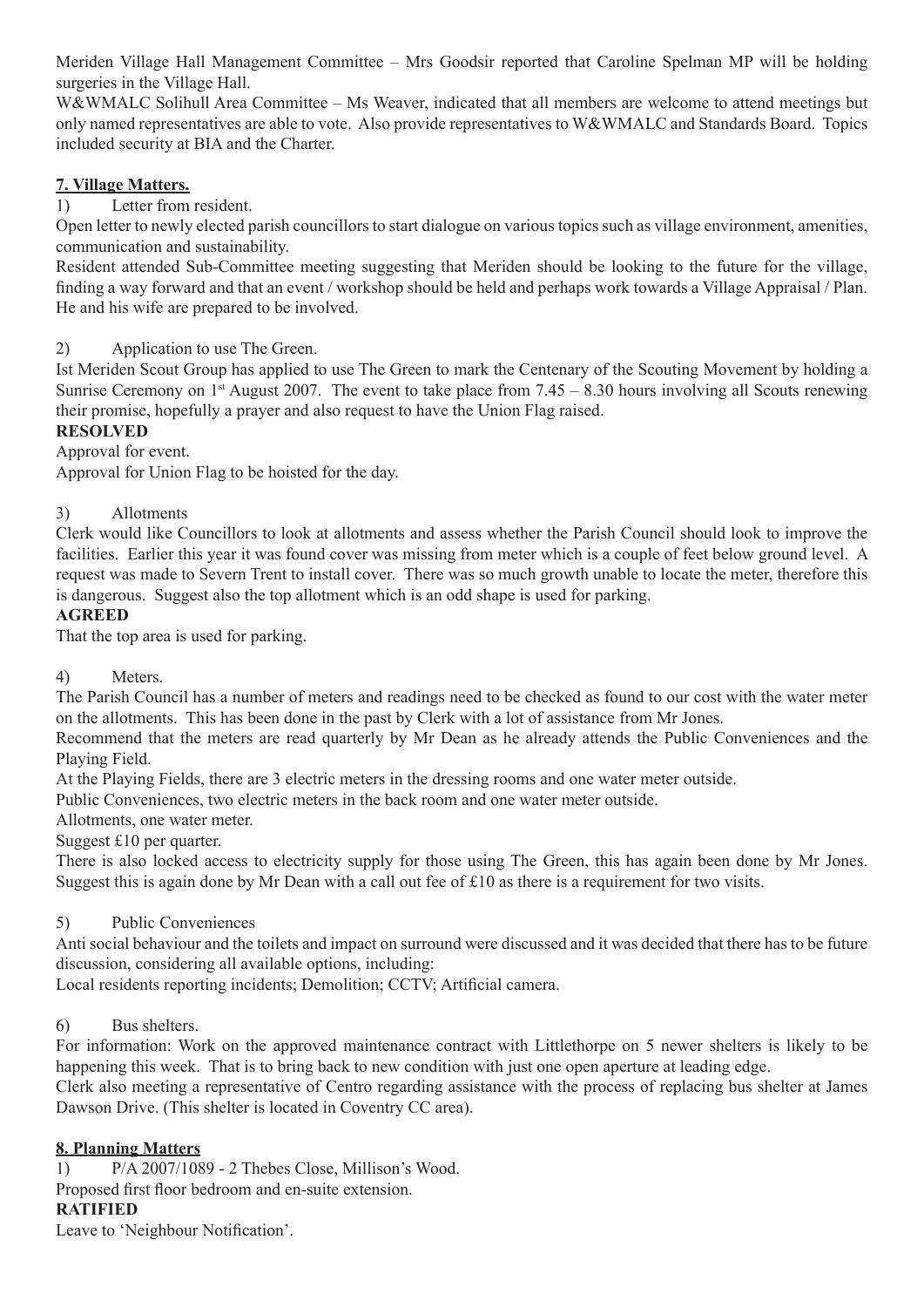Meriden Village Hall Management Committee – Mrs Goodsir reported that Caroline Spelman MP will be holding surgeries in the Village Hall.

W&WMALC Solihull Area Committee – Ms Weaver, indicated that all members are welcome to attend meetings but only named representatives are able to vote. Also provide representatives to W&WMALC and Standards Board. Topics included security at BIA and the Charter.

## 7. Village Matters.

1) Letter from resident.

Open letter to newly elected parish councillors to start dialogue on various topics such as village environment, amenities, communication and sustainability.

Resident attended Sub-Committee meeting suggesting that Meriden should be looking to the future for the village, finding a way forward and that an event / workshop should be held and perhaps work towards a Village Appraisal / Plan. He and his wife are prepared to be involved.

2) Application to use The Green.

Ist Meriden Scout Group has applied to use The Green to mark the Centenary of the Scouting Movement by holding a Sunrise Ceremony on 1st August 2007. The event to take place from 7.45 – 8.30 hours involving all Scouts renewing their promise, hopefully a prayer and also request to have the Union Flag raised.

**RESOLVED**

Approval for event.

Approval for Union Flag to be hoisted for the day.

3) Allotments

Clerk would like Councillors to look at allotments and assess whether the Parish Council should look to improve the facilities. Earlier this year it was found cover was missing from meter which is a couple of feet below ground level. A request was made to Severn Trent to install cover. There was so much growth unable to locate the meter, therefore this is dangerous. Suggest also the top allotment which is an odd shape is used for parking.

**AGREED**

That the top area is used for parking.

4) Meters.

The Parish Council has a number of meters and readings need to be checked as found to our cost with the water meter on the allotments. This has been done in the past by Clerk with a lot of assistance from Mr Jones.

Recommend that the meters are read quarterly by Mr Dean as he already attends the Public Conveniences and the Playing Field.

At the Playing Fields, there are 3 electric meters in the dressing rooms and one water meter outside.

Public Conveniences, two electric meters in the back room and one water meter outside.

Allotments, one water meter.

Suggest £10 per quarter.

There is also locked access to electricity supply for those using The Green, this has again been done by Mr Jones. Suggest this is again done by Mr Dean with a call out fee of £10 as there is a requirement for two visits.

5) Public Conveniences

Anti social behaviour and the toilets and impact on surround were discussed and it was decided that there has to be future discussion, considering all available options, including:

Local residents reporting incidents; Demolition; CCTV; Artificial camera.

6) Bus shelters.

For information: Work on the approved maintenance contract with Littlethorpe on 5 newer shelters is likely to be happening this week. That is to bring back to new condition with just one open aperture at leading edge.

Clerk also meeting a representative of Centro regarding assistance with the process of replacing bus shelter at James Dawson Drive. (This shelter is located in Coventry CC area).

## 8. Planning Matters

1) P/A 2007/1089 - 2 Thebes Close, Millison's Wood.

Proposed first floor bedroom and en-suite extension.

**RATIFIED**

Leave to 'Neighbour Notification'.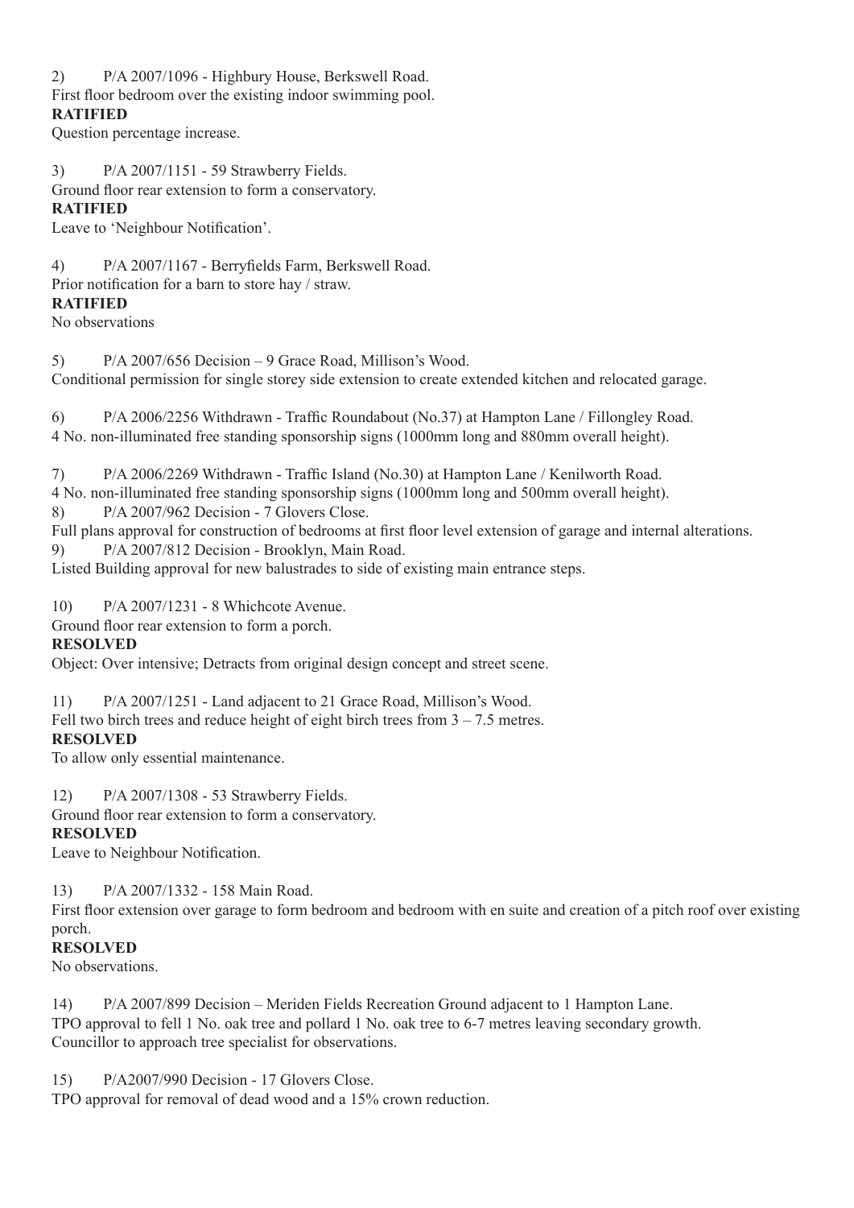2) P/A 2007/1096 - Highbury House, Berkswell Road.
First floor bedroom over the existing indoor swimming pool.
**RATIFIED**
Question percentage increase.

3) P/A 2007/1151 - 59 Strawberry Fields.
Ground floor rear extension to form a conservatory.
**RATIFIED**
Leave to 'Neighbour Notification'.

4) P/A 2007/1167 - Berryfields Farm, Berkswell Road.
Prior notification for a barn to store hay / straw.
**RATIFIED**
No observations

5) P/A 2007/656 Decision – 9 Grace Road, Millison's Wood.
Conditional permission for single storey side extension to create extended kitchen and relocated garage.

6) P/A 2006/2256 Withdrawn - Traffic Roundabout (No.37) at Hampton Lane / Fillongley Road.
4 No. non-illuminated free standing sponsorship signs (1000mm long and 880mm overall height).

7) P/A 2006/2269 Withdrawn - Traffic Island (No.30) at Hampton Lane / Kenilworth Road.
4 No. non-illuminated free standing sponsorship signs (1000mm long and 500mm overall height).

8) P/A 2007/962 Decision - 7 Glovers Close.
Full plans approval for construction of bedrooms at first floor level extension of garage and internal alterations.

9) P/A 2007/812 Decision - Brooklyn, Main Road.
Listed Building approval for new balustrades to side of existing main entrance steps.

10) P/A 2007/1231 - 8 Whichcote Avenue.
Ground floor rear extension to form a porch.
**RESOLVED**
Object: Over intensive; Detracts from original design concept and street scene.

11) P/A 2007/1251 - Land adjacent to 21 Grace Road, Millison's Wood.
Fell two birch trees and reduce height of eight birch trees from 3 – 7.5 metres.
**RESOLVED**
To allow only essential maintenance.

12) P/A 2007/1308 - 53 Strawberry Fields.
Ground floor rear extension to form a conservatory.
**RESOLVED**
Leave to Neighbour Notification.

13) P/A 2007/1332 - 158 Main Road.
First floor extension over garage to form bedroom and bedroom with en suite and creation of a pitch roof over existing porch.
**RESOLVED**
No observations.

14) P/A 2007/899 Decision – Meriden Fields Recreation Ground adjacent to 1 Hampton Lane.
TPO approval to fell 1 No. oak tree and pollard 1 No. oak tree to 6-7 metres leaving secondary growth.
Councillor to approach tree specialist for observations.

15) P/A2007/990 Decision - 17 Glovers Close.
TPO approval for removal of dead wood and a 15% crown reduction.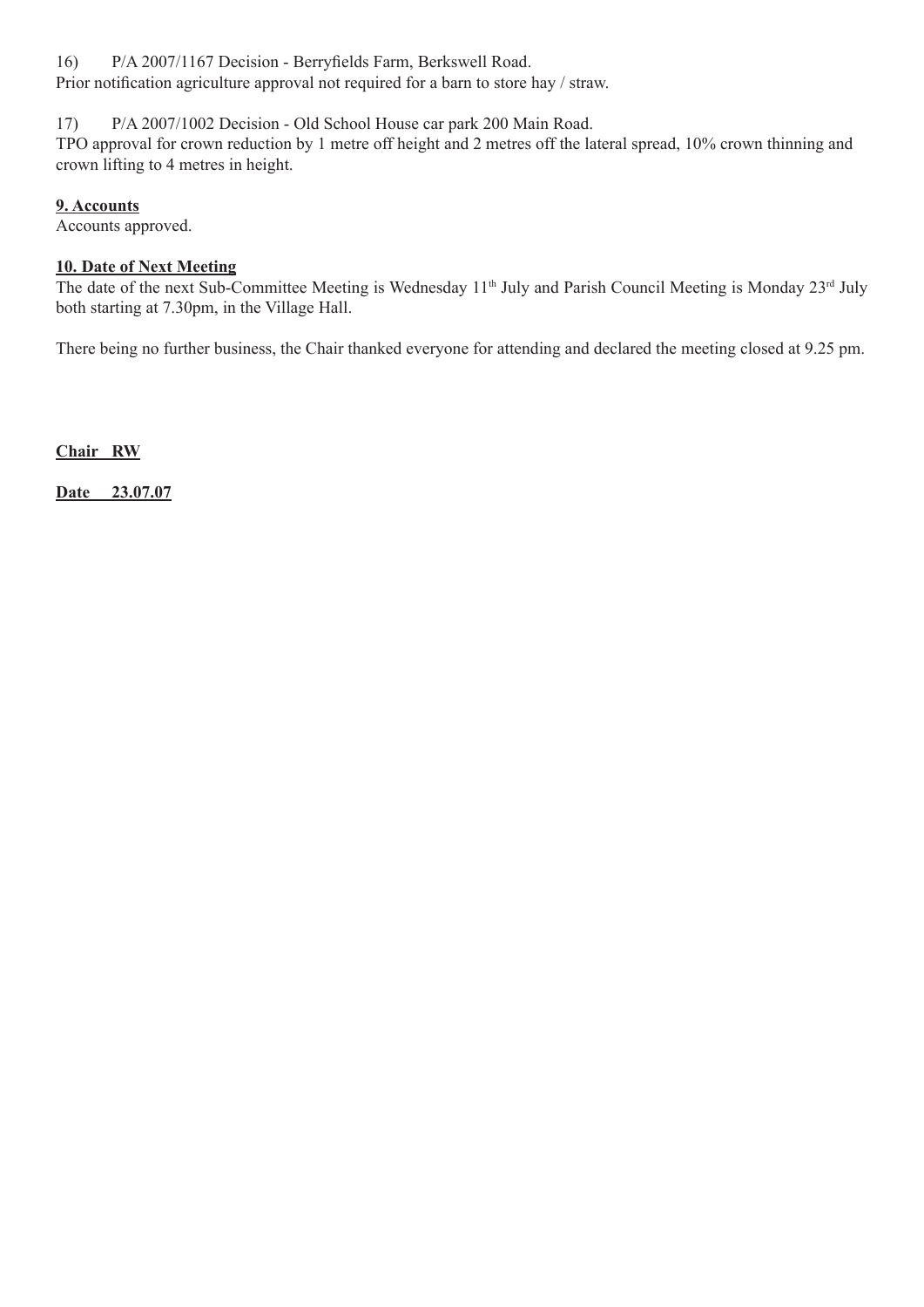16) P/A 2007/1167 Decision - Berryfields Farm, Berkswell Road.

Prior notification agriculture approval not required for a barn to store hay / straw.

17) P/A 2007/1002 Decision - Old School House car park 200 Main Road.

TPO approval for crown reduction by 1 metre off height and 2 metres off the lateral spread, 10% crown thinning and crown lifting to 4 metres in height.

**9. Accounts**

Accounts approved.

**10. Date of Next Meeting**

The date of the next Sub-Committee Meeting is Wednesday 11th July and Parish Council Meeting is Monday 23rd July both starting at 7.30pm, in the Village Hall.

There being no further business, the Chair thanked everyone for attending and declared the meeting closed at 9.25 pm.

**Chair RW**

**Date 23.07.07**